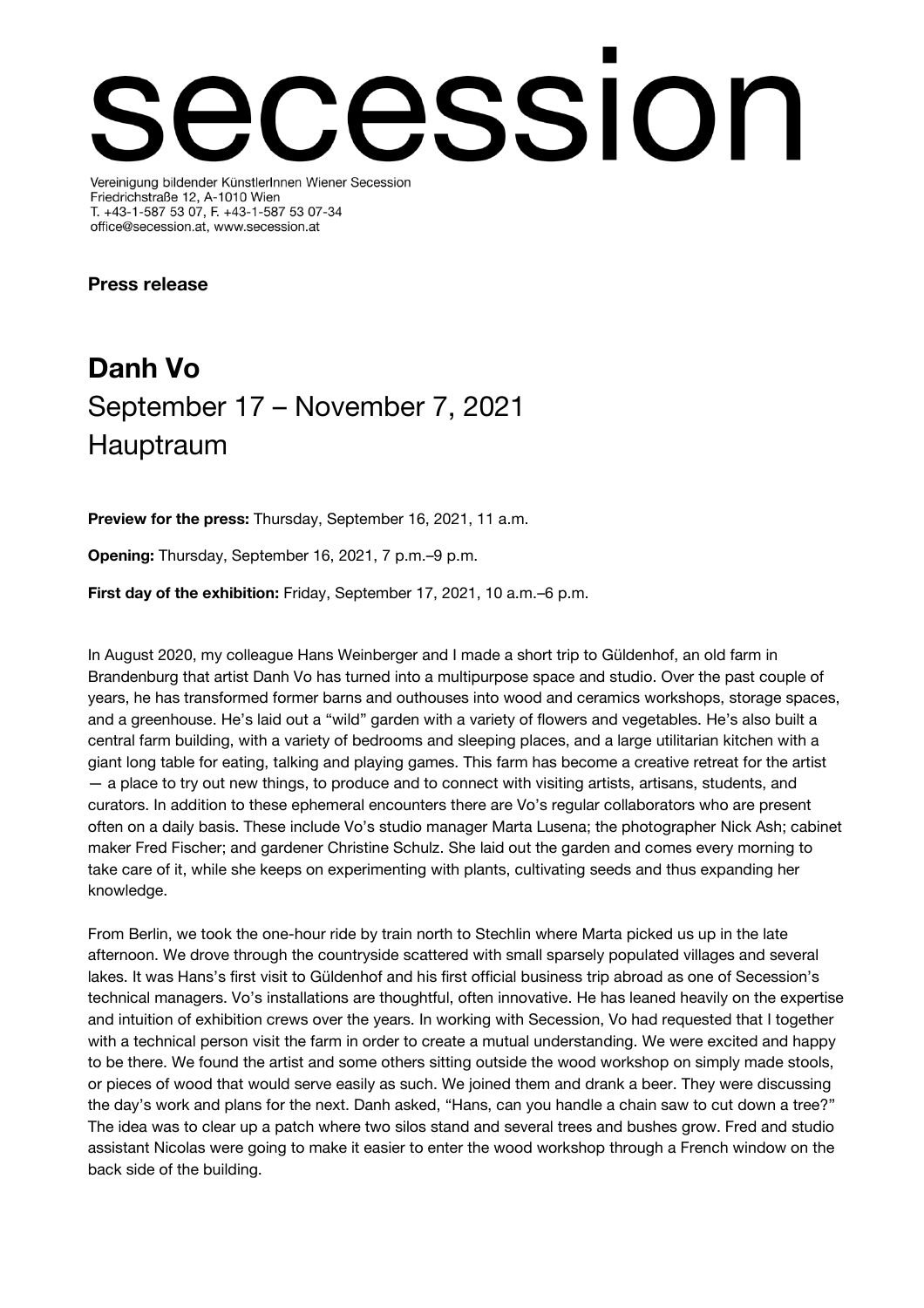# secession

Vereinigung bildender KünstlerInnen Wiener Secession
Friedrichstraße 12, A-1010 Wien
T. +43-1-587 53 07, F. +43-1-587 53 07-34
office@secession.at, www.secession.at

**Press release**

## Danh Vo

September 17 – November 7, 2021
Hauptraum

**Preview for the press:** Thursday, September 16, 2021, 11 a.m.

**Opening:** Thursday, September 16, 2021, 7 p.m.–9 p.m.

**First day of the exhibition:** Friday, September 17, 2021, 10 a.m.–6 p.m.

In August 2020, my colleague Hans Weinberger and I made a short trip to Güldenhof, an old farm in Brandenburg that artist Danh Vo has turned into a multipurpose space and studio. Over the past couple of years, he has transformed former barns and outhouses into wood and ceramics workshops, storage spaces, and a greenhouse. He's laid out a "wild" garden with a variety of flowers and vegetables. He's also built a central farm building, with a variety of bedrooms and sleeping places, and a large utilitarian kitchen with a giant long table for eating, talking and playing games. This farm has become a creative retreat for the artist — a place to try out new things, to produce and to connect with visiting artists, artisans, students, and curators. In addition to these ephemeral encounters there are Vo's regular collaborators who are present often on a daily basis. These include Vo's studio manager Marta Lusena; the photographer Nick Ash; cabinet maker Fred Fischer; and gardener Christine Schulz. She laid out the garden and comes every morning to take care of it, while she keeps on experimenting with plants, cultivating seeds and thus expanding her knowledge.

From Berlin, we took the one-hour ride by train north to Stechlin where Marta picked us up in the late afternoon. We drove through the countryside scattered with small sparsely populated villages and several lakes. It was Hans's first visit to Güldenhof and his first official business trip abroad as one of Secession's technical managers. Vo's installations are thoughtful, often innovative. He has leaned heavily on the expertise and intuition of exhibition crews over the years. In working with Secession, Vo had requested that I together with a technical person visit the farm in order to create a mutual understanding. We were excited and happy to be there. We found the artist and some others sitting outside the wood workshop on simply made stools, or pieces of wood that would serve easily as such. We joined them and drank a beer. They were discussing the day's work and plans for the next. Danh asked, "Hans, can you handle a chain saw to cut down a tree?" The idea was to clear up a patch where two silos stand and several trees and bushes grow. Fred and studio assistant Nicolas were going to make it easier to enter the wood workshop through a French window on the back side of the building.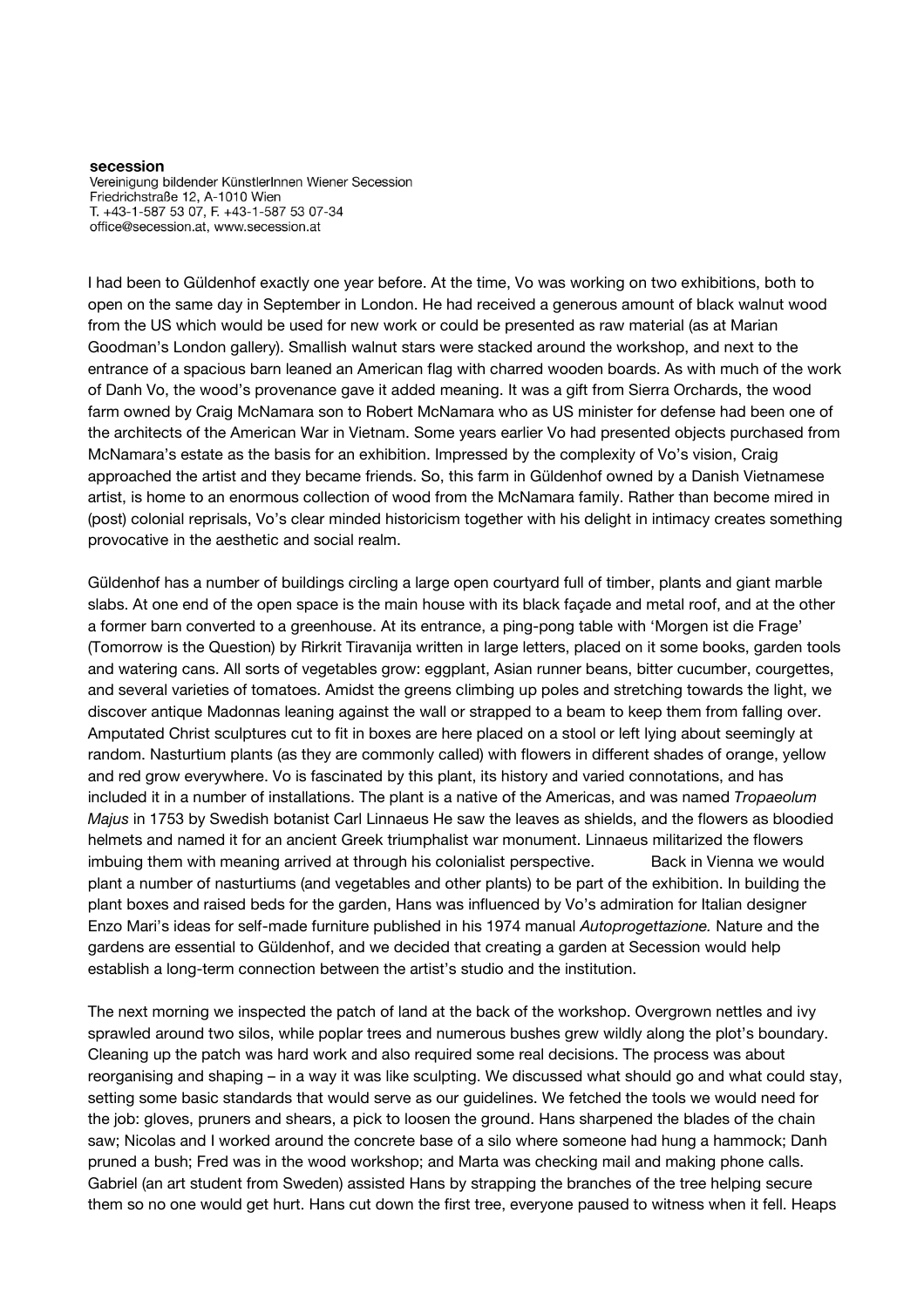I had been to Güldenhof exactly one year before. At the time, Vo was working on two exhibitions, both to open on the same day in September in London. He had received a generous amount of black walnut wood from the US which would be used for new work or could be presented as raw material (as at Marian Goodman's London gallery). Smallish walnut stars were stacked around the workshop, and next to the entrance of a spacious barn leaned an American flag with charred wooden boards. As with much of the work of Danh Vo, the wood's provenance gave it added meaning. It was a gift from Sierra Orchards, the wood farm owned by Craig McNamara son to Robert McNamara who as US minister for defense had been one of the architects of the American War in Vietnam. Some years earlier Vo had presented objects purchased from McNamara's estate as the basis for an exhibition. Impressed by the complexity of Vo's vision, Craig approached the artist and they became friends. So, this farm in Güldenhof owned by a Danish Vietnamese artist, is home to an enormous collection of wood from the McNamara family. Rather than become mired in (post) colonial reprisals, Vo's clear minded historicism together with his delight in intimacy creates something provocative in the aesthetic and social realm.

Güldenhof has a number of buildings circling a large open courtyard full of timber, plants and giant marble slabs. At one end of the open space is the main house with its black façade and metal roof, and at the other a former barn converted to a greenhouse. At its entrance, a ping-pong table with 'Morgen ist die Frage' (Tomorrow is the Question) by Rirkrit Tiravanija written in large letters, placed on it some books, garden tools and watering cans. All sorts of vegetables grow: eggplant, Asian runner beans, bitter cucumber, courgettes, and several varieties of tomatoes. Amidst the greens climbing up poles and stretching towards the light, we discover antique Madonnas leaning against the wall or strapped to a beam to keep them from falling over. Amputated Christ sculptures cut to fit in boxes are here placed on a stool or left lying about seemingly at random. Nasturtium plants (as they are commonly called) with flowers in different shades of orange, yellow and red grow everywhere. Vo is fascinated by this plant, its history and varied connotations, and has included it in a number of installations. The plant is a native of the Americas, and was named *Tropaeolum Majus* in 1753 by Swedish botanist Carl Linnaeus He saw the leaves as shields, and the flowers as bloodied helmets and named it for an ancient Greek triumphalist war monument. Linnaeus militarized the flowers imbuing them with meaning arrived at through his colonialist perspective. Back in Vienna we would plant a number of nasturtiums (and vegetables and other plants) to be part of the exhibition. In building the plant boxes and raised beds for the garden, Hans was influenced by Vo's admiration for Italian designer Enzo Mari's ideas for self-made furniture published in his 1974 manual *Autoprogettazione.* Nature and the gardens are essential to Güldenhof, and we decided that creating a garden at Secession would help establish a long-term connection between the artist's studio and the institution.

The next morning we inspected the patch of land at the back of the workshop. Overgrown nettles and ivy sprawled around two silos, while poplar trees and numerous bushes grew wildly along the plot's boundary. Cleaning up the patch was hard work and also required some real decisions. The process was about reorganising and shaping – in a way it was like sculpting. We discussed what should go and what could stay, setting some basic standards that would serve as our guidelines. We fetched the tools we would need for the job: gloves, pruners and shears, a pick to loosen the ground. Hans sharpened the blades of the chain saw; Nicolas and I worked around the concrete base of a silo where someone had hung a hammock; Danh pruned a bush; Fred was in the wood workshop; and Marta was checking mail and making phone calls. Gabriel (an art student from Sweden) assisted Hans by strapping the branches of the tree helping secure them so no one would get hurt. Hans cut down the first tree, everyone paused to witness when it fell. Heaps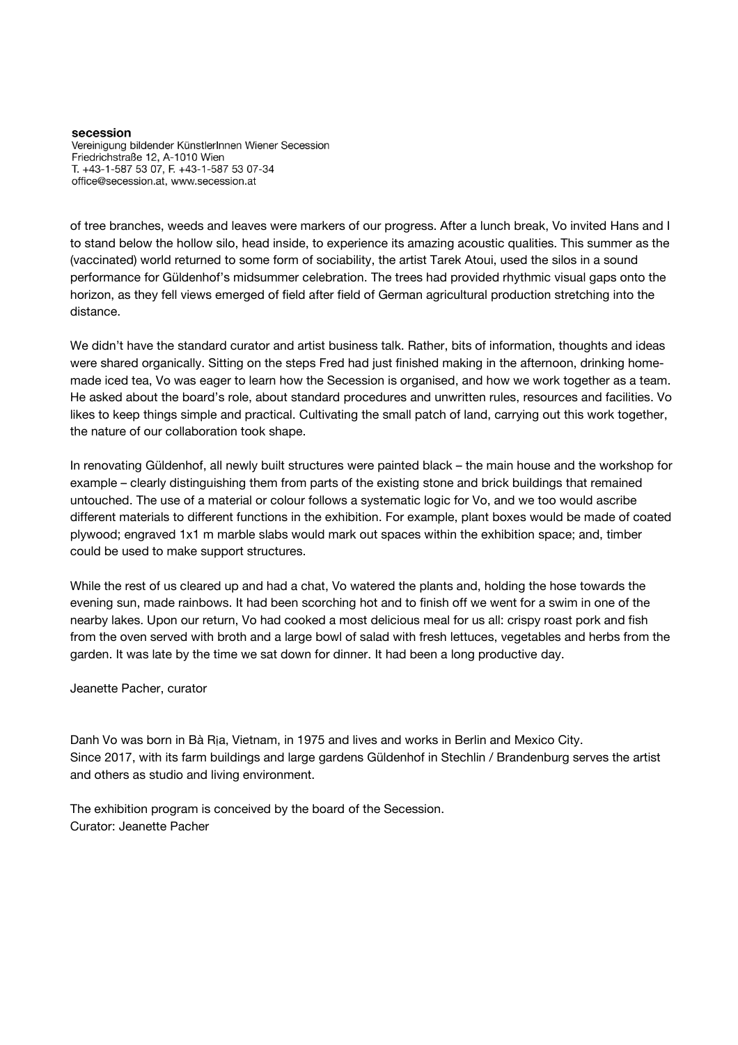of tree branches, weeds and leaves were markers of our progress. After a lunch break, Vo invited Hans and I to stand below the hollow silo, head inside, to experience its amazing acoustic qualities. This summer as the (vaccinated) world returned to some form of sociability, the artist Tarek Atoui, used the silos in a sound performance for Güldenhof's midsummer celebration. The trees had provided rhythmic visual gaps onto the horizon, as they fell views emerged of field after field of German agricultural production stretching into the distance.

We didn't have the standard curator and artist business talk. Rather, bits of information, thoughts and ideas were shared organically. Sitting on the steps Fred had just finished making in the afternoon, drinking home-made iced tea, Vo was eager to learn how the Secession is organised, and how we work together as a team. He asked about the board's role, about standard procedures and unwritten rules, resources and facilities. Vo likes to keep things simple and practical. Cultivating the small patch of land, carrying out this work together, the nature of our collaboration took shape.

In renovating Güldenhof, all newly built structures were painted black – the main house and the workshop for example – clearly distinguishing them from parts of the existing stone and brick buildings that remained untouched. The use of a material or colour follows a systematic logic for Vo, and we too would ascribe different materials to different functions in the exhibition. For example, plant boxes would be made of coated plywood; engraved 1x1 m marble slabs would mark out spaces within the exhibition space; and, timber could be used to make support structures.

While the rest of us cleared up and had a chat, Vo watered the plants and, holding the hose towards the evening sun, made rainbows. It had been scorching hot and to finish off we went for a swim in one of the nearby lakes. Upon our return, Vo had cooked a most delicious meal for us all: crispy roast pork and fish from the oven served with broth and a large bowl of salad with fresh lettuces, vegetables and herbs from the garden. It was late by the time we sat down for dinner. It had been a long productive day.

Jeanette Pacher, curator

Danh Vo was born in Bà Rịa, Vietnam, in 1975 and lives and works in Berlin and Mexico City.
Since 2017, with its farm buildings and large gardens Güldenhof in Stechlin / Brandenburg serves the artist and others as studio and living environment.

The exhibition program is conceived by the board of the Secession.
Curator: Jeanette Pacher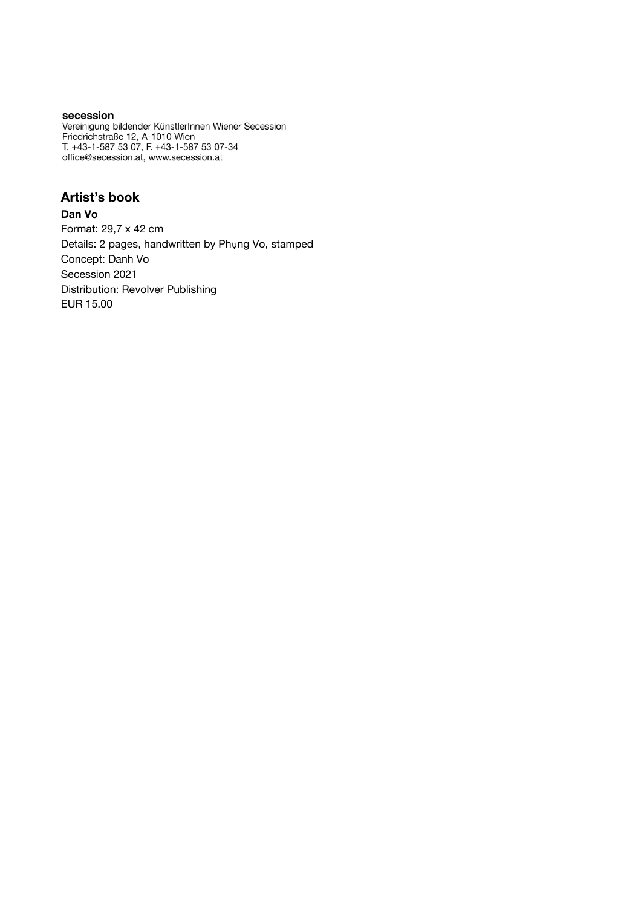**secession**
Vereinigung bildender KünstlerInnen Wiener Secession
Friedrichstraße 12, A-1010 Wien
T. +43-1-587 53 07, F. +43-1-587 53 07-34
office@secession.at, www.secession.at

## Artist's book

**Dan Vo**
Format: 29,7 x 42 cm
Details: 2 pages, handwritten by Phụng Vo, stamped
Concept: Danh Vo
Secession 2021
Distribution: Revolver Publishing
EUR 15.00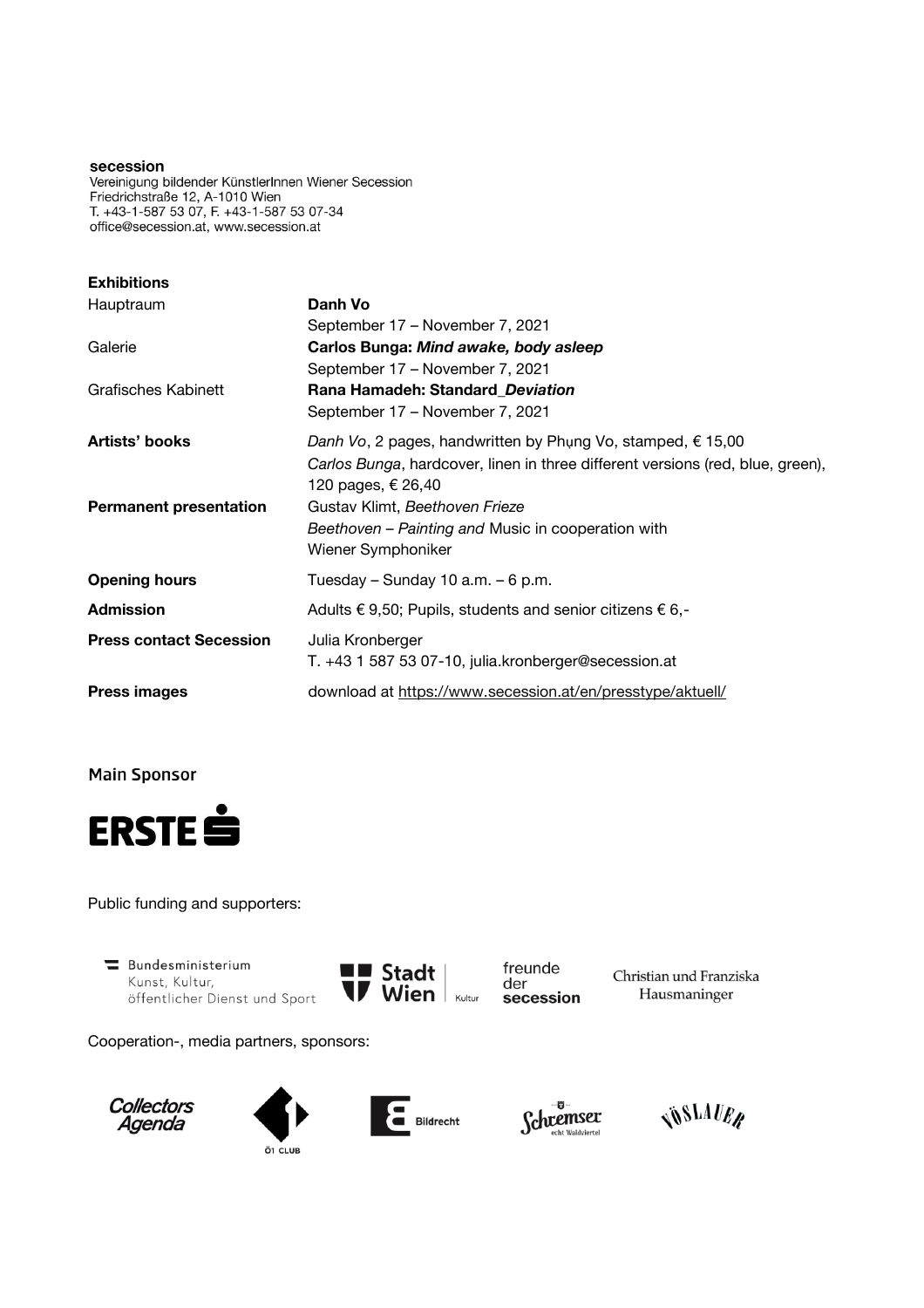**secession**
Vereinigung bildender KünstlerInnen Wiener Secession
Friedrichstraße 12, A-1010 Wien
T. +43-1-587 53 07, F. +43-1-587 53 07-34
office@secession.at, www.secession.at

**Exhibitions**

| | |
|---|---|
| Hauptraum | **Danh Vo**<br>September 17 – November 7, 2021 |
| Galerie | **Carlos Bunga: *Mind awake, body asleep***<br>September 17 – November 7, 2021 |
| Grafisches Kabinett | **Rana Hamadeh: Standard_*Deviation***<br>September 17 – November 7, 2021 |
| **Artists' books** | *Danh Vo*, 2 pages, handwritten by Phụng Vo, stamped, € 15,00<br>*Carlos Bunga*, hardcover, linen in three different versions (red, blue, green), 120 pages, € 26,40 |
| **Permanent presentation** | Gustav Klimt, *Beethoven Frieze*<br>*Beethoven – Painting and* Music in cooperation with Wiener Symphoniker |
| **Opening hours** | Tuesday – Sunday 10 a.m. – 6 p.m. |
| **Admission** | Adults € 9,50; Pupils, students and senior citizens € 6,- |
| **Press contact Secession** | Julia Kronberger<br>T. +43 1 587 53 07-10, julia.kronberger@secession.at |
| **Press images** | download at https://www.secession.at/en/presstype/aktuell/ |

Main Sponsor

ERSTE

Public funding and supporters:

Bundesministerium Kunst, Kultur, öffentlicher Dienst und Sport

Stadt Wien Kultur

freunde der secession

Christian und Franziska Hausmaninger

Cooperation-, media partners, sponsors:

Collectors Agenda

Ö1 CLUB

Bildrecht

Schremser echt Waldviertel

VÖSLAUER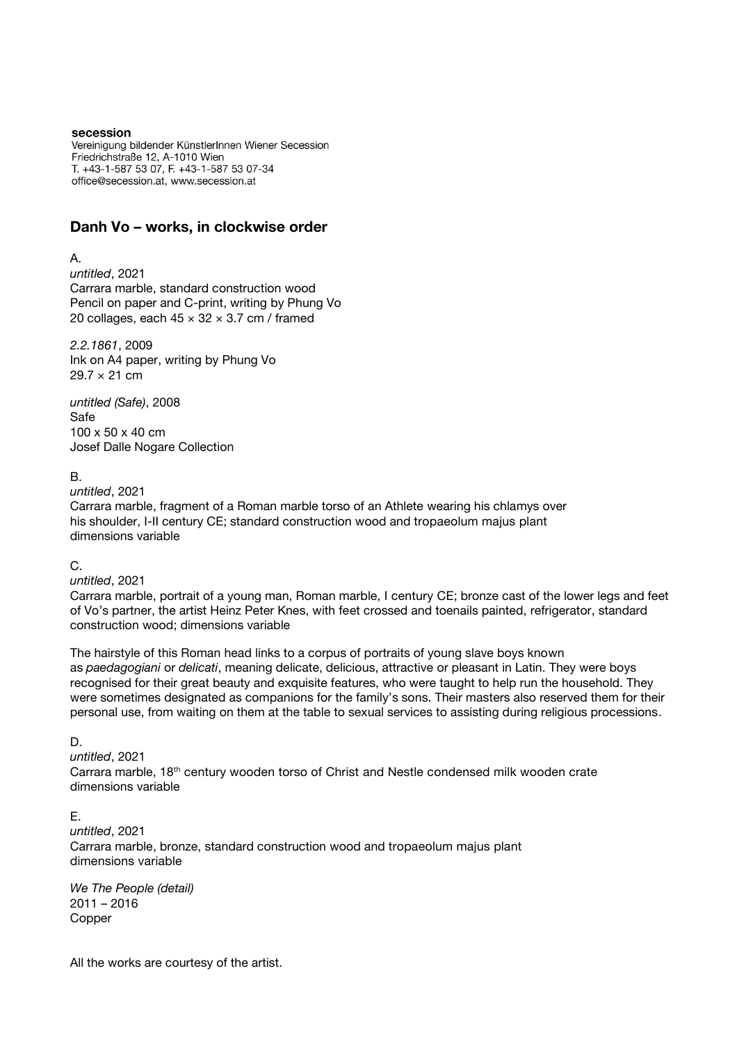**secession**
Vereinigung bildender KünstlerInnen Wiener Secession
Friedrichstraße 12, A-1010 Wien
T. +43-1-587 53 07, F. +43-1-587 53 07-34
office@secession.at, www.secession.at

## Danh Vo – works, in clockwise order

A.
*untitled*, 2021
Carrara marble, standard construction wood
Pencil on paper and C-print, writing by Phung Vo
20 collages, each 45 × 32 × 3.7 cm / framed

*2.2.1861*, 2009
Ink on A4 paper, writing by Phung Vo
29.7 × 21 cm

*untitled (Safe)*, 2008
Safe
100 x 50 x 40 cm
Josef Dalle Nogare Collection

B.
*untitled*, 2021
Carrara marble, fragment of a Roman marble torso of an Athlete wearing his chlamys over his shoulder, I-II century CE; standard construction wood and tropaeolum majus plant
dimensions variable

C.
*untitled*, 2021
Carrara marble, portrait of a young man, Roman marble, I century CE; bronze cast of the lower legs and feet of Vo's partner, the artist Heinz Peter Knes, with feet crossed and toenails painted, refrigerator, standard construction wood; dimensions variable

The hairstyle of this Roman head links to a corpus of portraits of young slave boys known as *paedagogiani* or *delicati*, meaning delicate, delicious, attractive or pleasant in Latin. They were boys recognised for their great beauty and exquisite features, who were taught to help run the household. They were sometimes designated as companions for the family's sons. Their masters also reserved them for their personal use, from waiting on them at the table to sexual services to assisting during religious processions.

D.
*untitled*, 2021
Carrara marble, 18th century wooden torso of Christ and Nestle condensed milk wooden crate
dimensions variable

E.
*untitled*, 2021
Carrara marble, bronze, standard construction wood and tropaeolum majus plant
dimensions variable

*We The People (detail)*
2011 – 2016
Copper

All the works are courtesy of the artist.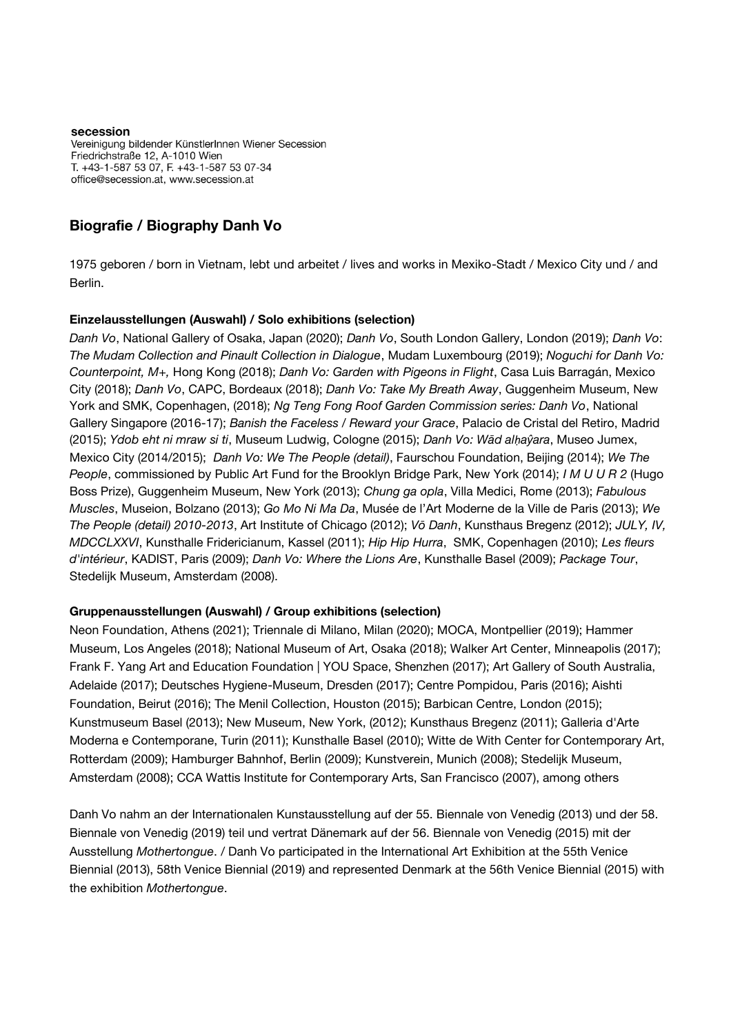**secession**
Vereinigung bildender KünstlerInnen Wiener Secession
Friedrichstraße 12, A-1010 Wien
T. +43-1-587 53 07, F. +43-1-587 53 07-34
office@secession.at, www.secession.at

## Biografie / Biography Danh Vo

1975 geboren / born in Vietnam, lebt und arbeitet / lives and works in Mexiko-Stadt / Mexico City und / and Berlin.

**Einzelausstellungen (Auswahl) / Solo exhibitions (selection)**

*Danh Vo*, National Gallery of Osaka, Japan (2020); *Danh Vo*, South London Gallery, London (2019); *Danh Vo*: *The Mudam Collection and Pinault Collection in Dialogue*, Mudam Luxembourg (2019); *Noguchi for Danh Vo: Counterpoint, M+,* Hong Kong (2018); *Danh Vo: Garden with Pigeons in Flight*, Casa Luis Barragán, Mexico City (2018); *Danh Vo*, CAPC, Bordeaux (2018); *Danh Vo: Take My Breath Away*, Guggenheim Museum, New York and SMK, Copenhagen, (2018); *Ng Teng Fong Roof Garden Commission series: Danh Vo*, National Gallery Singapore (2016-17); *Banish the Faceless / Reward your Grace*, Palacio de Cristal del Retiro, Madrid (2015); *Ydob eht ni mraw si ti*, Museum Ludwig, Cologne (2015); *Danh Vo: Wād alḥaŷara*, Museo Jumex, Mexico City (2014/2015); *Danh Vo: We The People (detail)*, Faurschou Foundation, Beijing (2014); *We The People*, commissioned by Public Art Fund for the Brooklyn Bridge Park, New York (2014); *I M U U R 2* (Hugo Boss Prize), Guggenheim Museum, New York (2013); *Chung ga opla*, Villa Medici, Rome (2013); *Fabulous Muscles*, Museion, Bolzano (2013); *Go Mo Ni Ma Da*, Musée de l'Art Moderne de la Ville de Paris (2013); *We The People (detail) 2010-2013*, Art Institute of Chicago (2012); *Vō Danh*, Kunsthaus Bregenz (2012); *JULY, IV, MDCCLXXVI*, Kunsthalle Fridericianum, Kassel (2011); *Hip Hip Hurra*, SMK, Copenhagen (2010); *Les fleurs d'intérieur*, KADIST, Paris (2009); *Danh Vo: Where the Lions Are*, Kunsthalle Basel (2009); *Package Tour*, Stedelijk Museum, Amsterdam (2008).

**Gruppenausstellungen (Auswahl) / Group exhibitions (selection)**

Neon Foundation, Athens (2021); Triennale di Milano, Milan (2020); MOCA, Montpellier (2019); Hammer Museum, Los Angeles (2018); National Museum of Art, Osaka (2018); Walker Art Center, Minneapolis (2017); Frank F. Yang Art and Education Foundation | YOU Space, Shenzhen (2017); Art Gallery of South Australia, Adelaide (2017); Deutsches Hygiene-Museum, Dresden (2017); Centre Pompidou, Paris (2016); Aishti Foundation, Beirut (2016); The Menil Collection, Houston (2015); Barbican Centre, London (2015); Kunstmuseum Basel (2013); New Museum, New York, (2012); Kunsthaus Bregenz (2011); Galleria d'Arte Moderna e Contemporane, Turin (2011); Kunsthalle Basel (2010); Witte de With Center for Contemporary Art, Rotterdam (2009); Hamburger Bahnhof, Berlin (2009); Kunstverein, Munich (2008); Stedelijk Museum, Amsterdam (2008); CCA Wattis Institute for Contemporary Arts, San Francisco (2007), among others

Danh Vo nahm an der Internationalen Kunstausstellung auf der 55. Biennale von Venedig (2013) und der 58. Biennale von Venedig (2019) teil und vertrat Dänemark auf der 56. Biennale von Venedig (2015) mit der Ausstellung *Mothertongue*. / Danh Vo participated in the International Art Exhibition at the 55th Venice Biennial (2013), 58th Venice Biennial (2019) and represented Denmark at the 56th Venice Biennial (2015) with the exhibition *Mothertongue*.